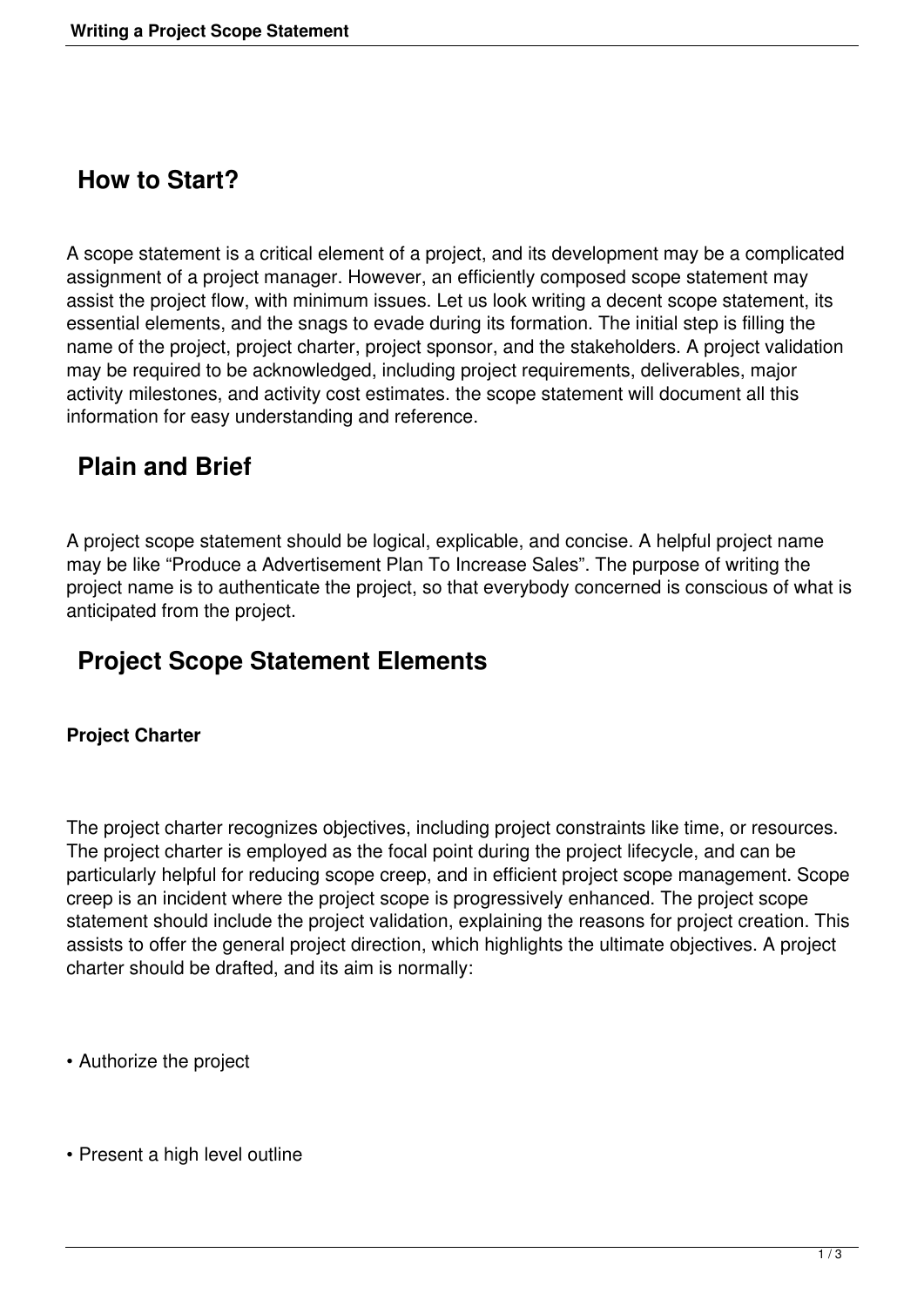## How to Start?

A scope statement is a critical element of a project, and its development may be a complicated assignment of a project manager. However, an efficiently composed scope statement may assist the project flow, with minimum issues. Let us look writing a decent scope statement, its essential elements, and the snags to evade during its formation. The initial step is filling the name of the project, project charter, project sponsor, and the stakeholders. A project validation may be required to be acknowledged, including project requirements, deliverables, major activity milestones, and activity cost estimates. the scope statement will document all this information for easy understanding and reference.

## Plain and Brief

A project scope statement should be logical, explicable, and concise. A helpful project name may be like "Produce a Advertisement Plan To Increase Sales". The purpose of writing the project name is to authenticate the project, so that everybody concerned is conscious of what is anticipated from the project.

## Project Scope Statement Elements

**Project Charter**

The project charter recognizes objectives, including project constraints like time, or resources. The project charter is employed as the focal point during the project lifecycle, and can be particularly helpful for reducing scope creep, and in efficient project scope management. Scope creep is an incident where the project scope is progressively enhanced. The project scope statement should include the project validation, explaining the reasons for project creation. This assists to offer the general project direction, which highlights the ultimate objectives. A project charter should be drafted, and its aim is normally:

- Authorize the project

- Present a high level outline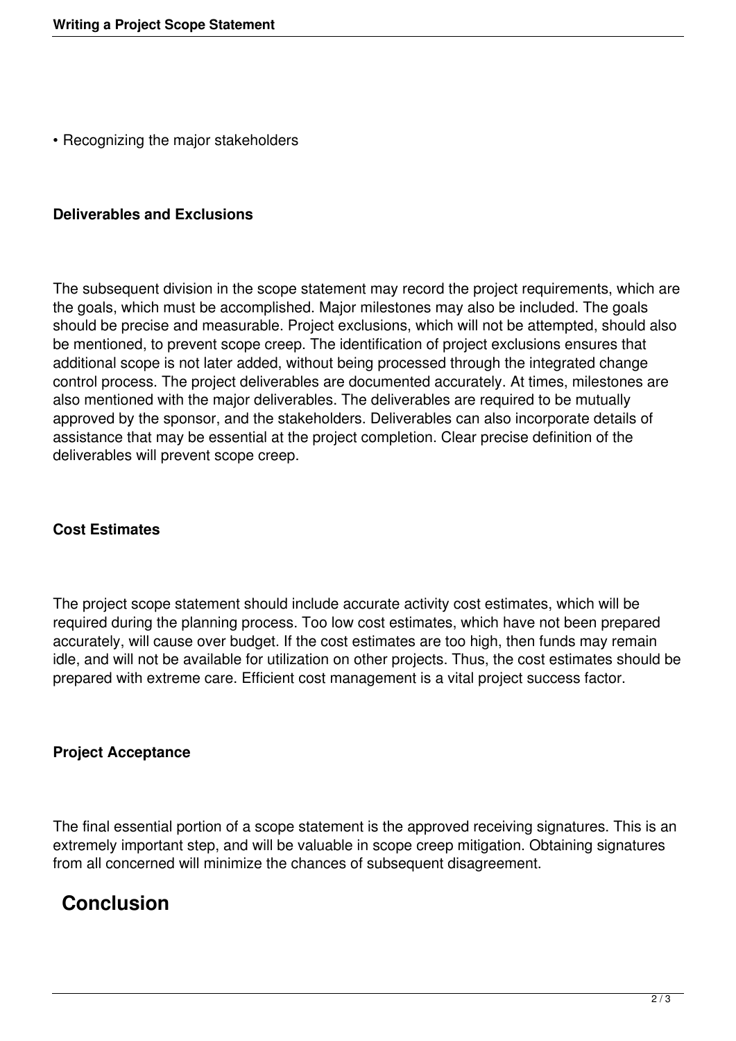- Recognizing the major stakeholders

**Deliverables and Exclusions**

The subsequent division in the scope statement may record the project requirements, which are the goals, which must be accomplished. Major milestones may also be included. The goals should be precise and measurable. Project exclusions, which will not be attempted, should also be mentioned, to prevent scope creep. The identification of project exclusions ensures that additional scope is not later added, without being processed through the integrated change control process. The project deliverables are documented accurately. At times, milestones are also mentioned with the major deliverables. The deliverables are required to be mutually approved by the sponsor, and the stakeholders. Deliverables can also incorporate details of assistance that may be essential at the project completion. Clear precise definition of the deliverables will prevent scope creep.

**Cost Estimates**

The project scope statement should include accurate activity cost estimates, which will be required during the planning process. Too low cost estimates, which have not been prepared accurately, will cause over budget. If the cost estimates are too high, then funds may remain idle, and will not be available for utilization on other projects. Thus, the cost estimates should be prepared with extreme care. Efficient cost management is a vital project success factor.

**Project Acceptance**

The final essential portion of a scope statement is the approved receiving signatures. This is an extremely important step, and will be valuable in scope creep mitigation. Obtaining signatures from all concerned will minimize the chances of subsequent disagreement.

## Conclusion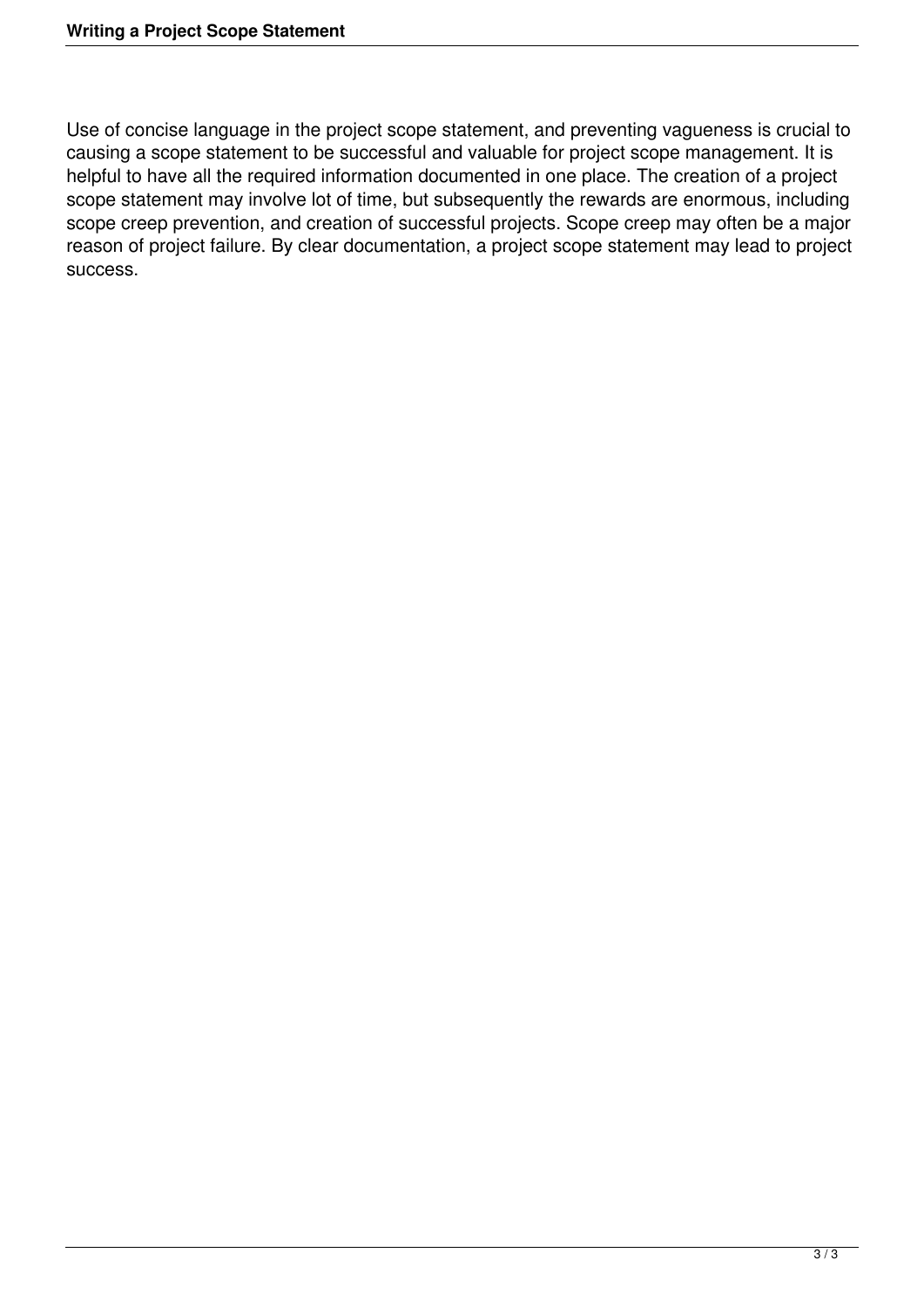Use of concise language in the project scope statement, and preventing vagueness is crucial to causing a scope statement to be successful and valuable for project scope management. It is helpful to have all the required information documented in one place. The creation of a project scope statement may involve lot of time, but subsequently the rewards are enormous, including scope creep prevention, and creation of successful projects. Scope creep may often be a major reason of project failure. By clear documentation, a project scope statement may lead to project success.